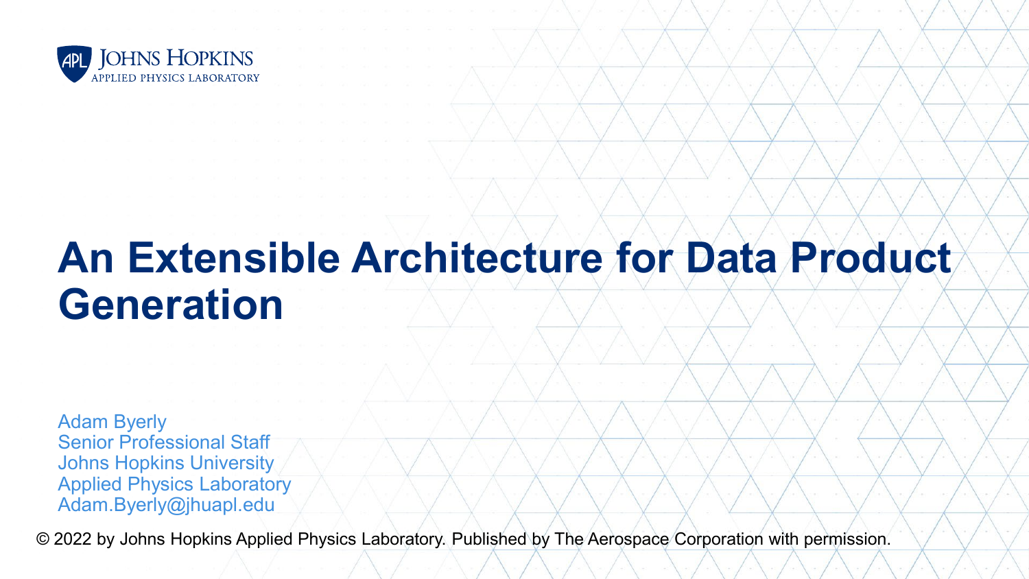JOHNS HOPKINS
APPLIED PHYSICS LABORATORY

# An Extensible Architecture for Data Product Generation

Adam Byerly
Senior Professional Staff
Johns Hopkins University
Applied Physics Laboratory
Adam.Byerly@jhuapl.edu

© 2022 by Johns Hopkins Applied Physics Laboratory. Published by The Aerospace Corporation with permission.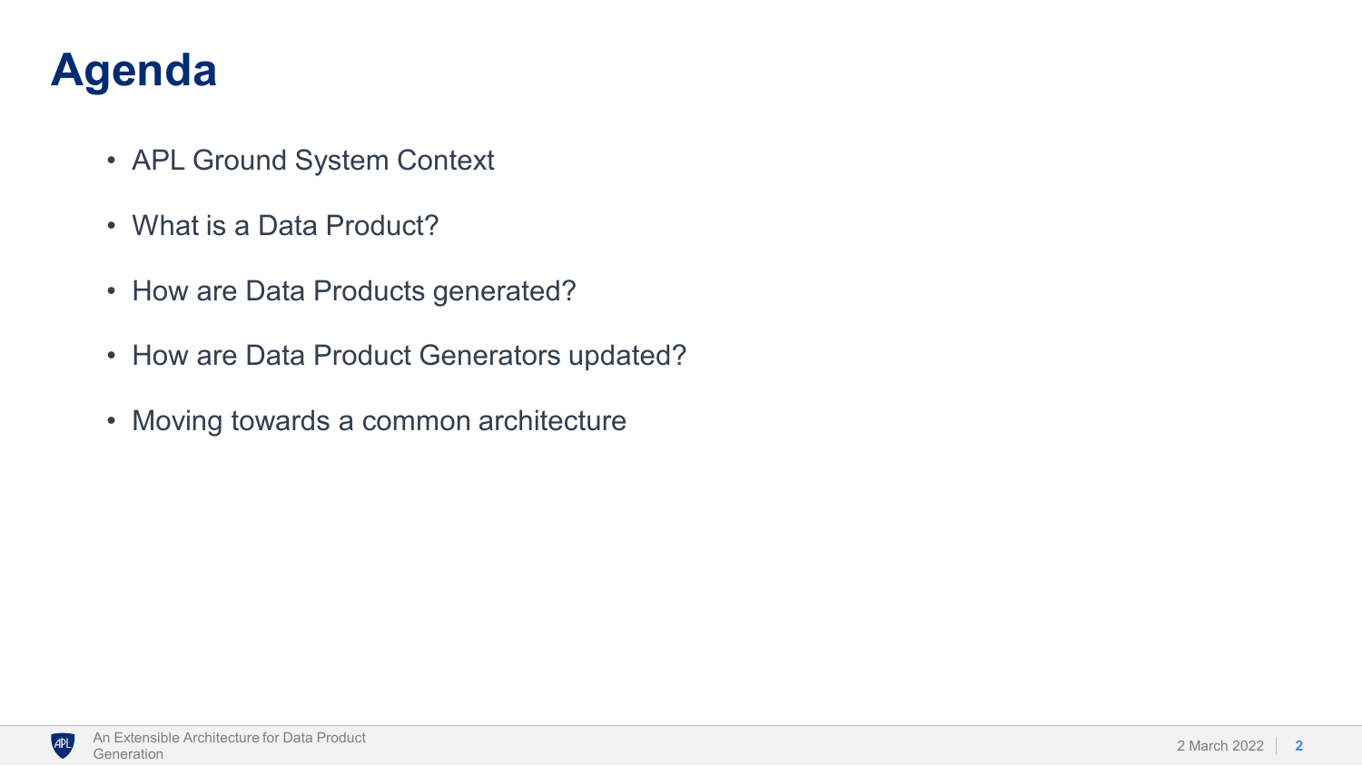# Agenda

- APL Ground System Context
- What is a Data Product?
- How are Data Products generated?
- How are Data Product Generators updated?
- Moving towards a common architecture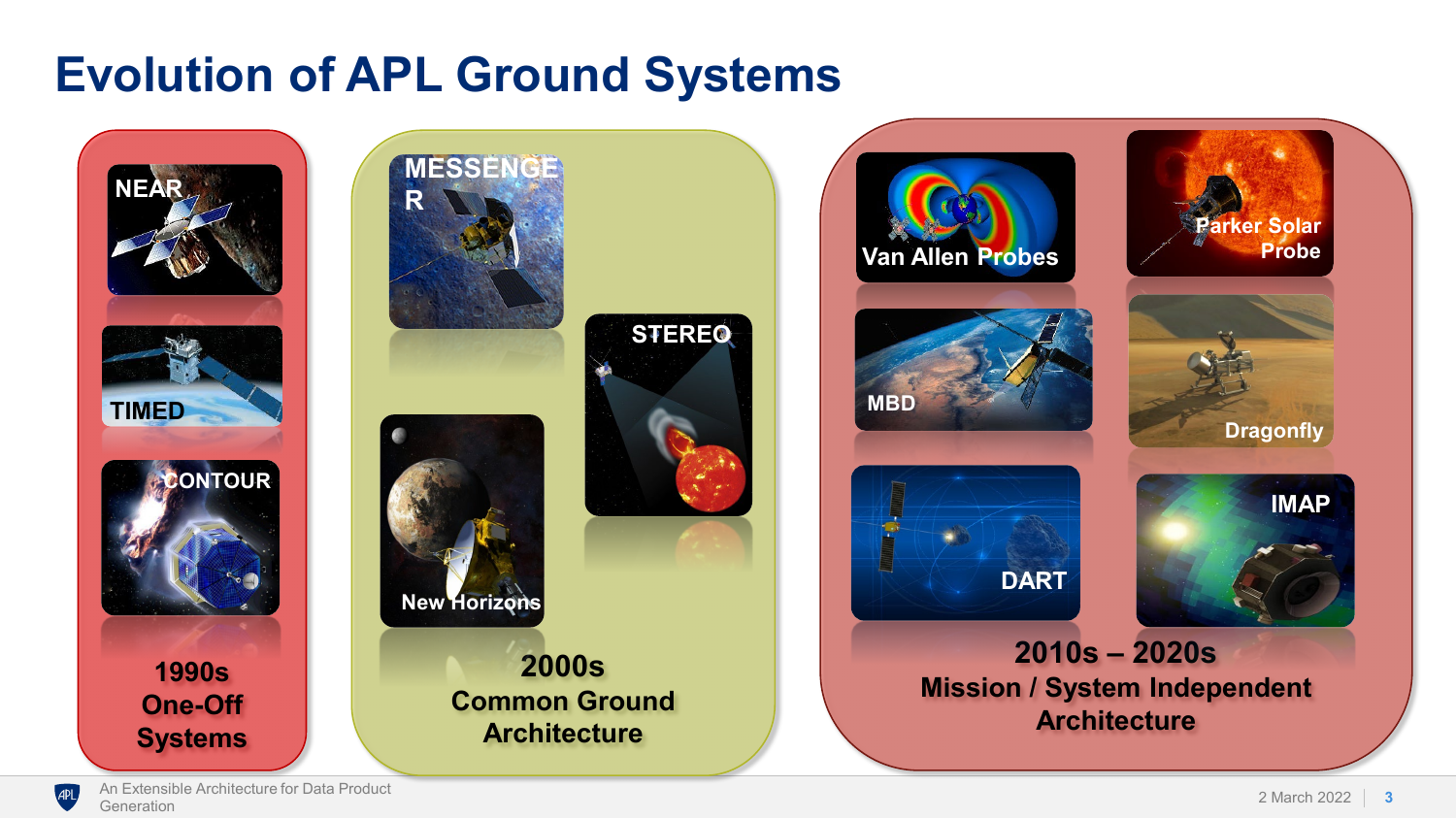# Evolution of APL Ground Systems

**1990s One-Off Systems**
- NEAR
- TIMED
- CONTOUR

**2000s Common Ground Architecture**
- MESSENGER
- STEREO
- New Horizons

**2010s – 2020s Mission / System Independent Architecture**
- Van Allen Probes
- Parker Solar Probe
- MBD
- Dragonfly
- DART
- IMAP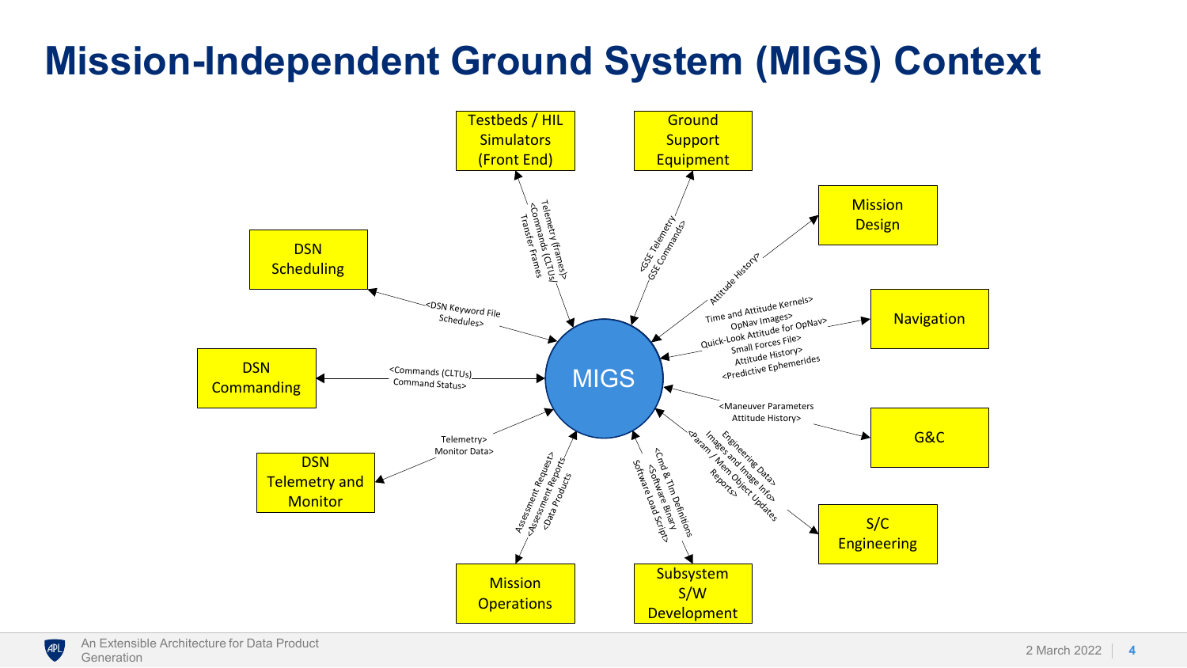# Mission-Independent Ground System (MIGS) Context

MIGS

- **Testbeds / HIL Simulators (Front End)**: Telemetry (frames)> <Commands (CLTUs) Transfer Frames
- **Ground Support Equipment**: <GSE Telemetry GSE Commands>
- **Mission Design**: Attitude History>
- **Navigation**: Time and Attitude Kernels> OpNav Images> Quick-Look Attitude for OpNav> Small Forces File> Attitude History> <Predictive Ephemerides
- **G&C**: <Maneuver Parameters Attitude History>
- **S/C Engineering**: Engineering Data> Images and Image Info> <Param / Mem Object Updates Reports>
- **Subsystem S/W Development**: <Cmd & Tlm Definitions <Software Binary Software Load Script>
- **Mission Operations**: Assessment Request> <Assessment Reports <Data Products
- **DSN Telemetry and Monitor**: Telemetry> Monitor Data>
- **DSN Commanding**: <Commands (CLTUs) Command Status>
- **DSN Scheduling**: <DSN Keyword File Schedules>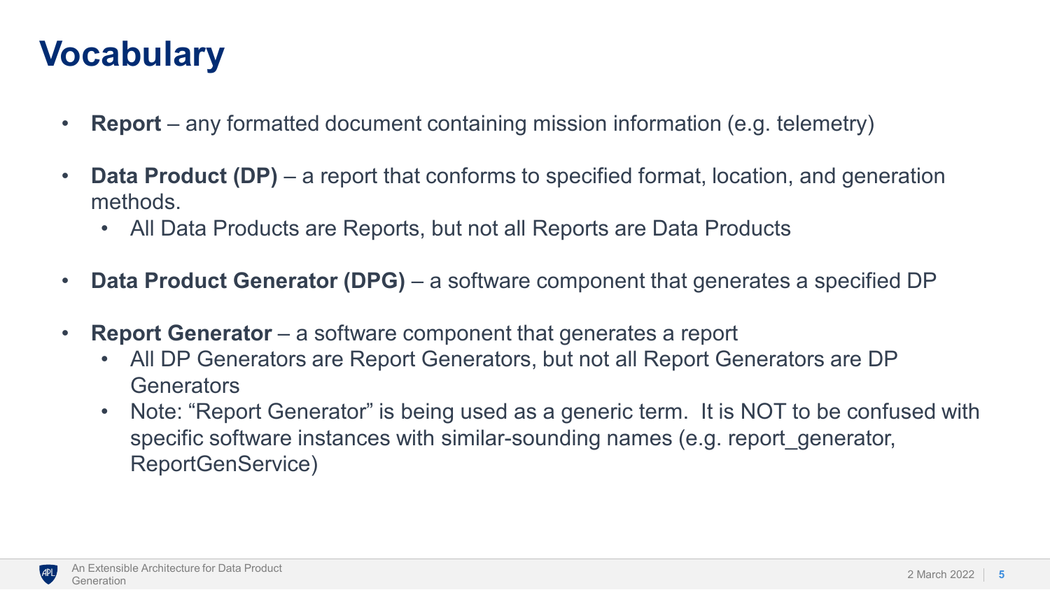# Vocabulary

- **Report** – any formatted document containing mission information (e.g. telemetry)
- **Data Product (DP)** – a report that conforms to specified format, location, and generation methods.
  - All Data Products are Reports, but not all Reports are Data Products
- **Data Product Generator (DPG)** – a software component that generates a specified DP
- **Report Generator** – a software component that generates a report
  - All DP Generators are Report Generators, but not all Report Generators are DP Generators
  - Note: "Report Generator" is being used as a generic term. It is NOT to be confused with specific software instances with similar-sounding names (e.g. report_generator, ReportGenService)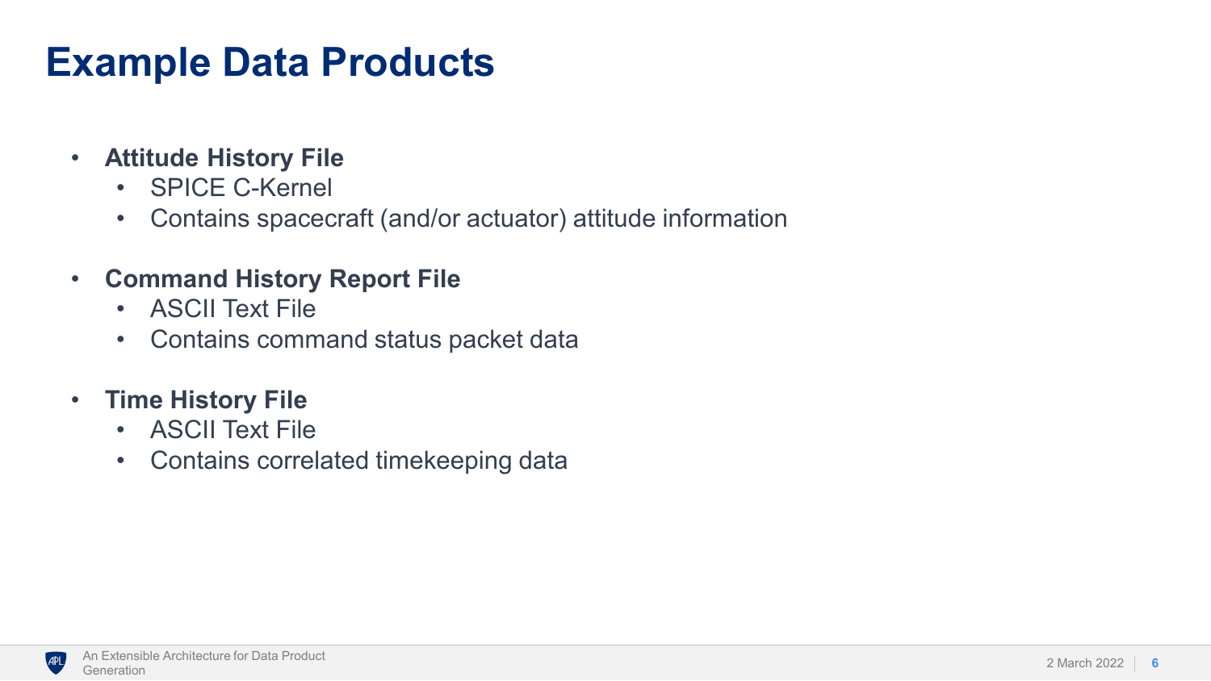# Example Data Products

- **Attitude History File**
  - SPICE C-Kernel
  - Contains spacecraft (and/or actuator) attitude information
- **Command History Report File**
  - ASCII Text File
  - Contains command status packet data
- **Time History File**
  - ASCII Text File
  - Contains correlated timekeeping data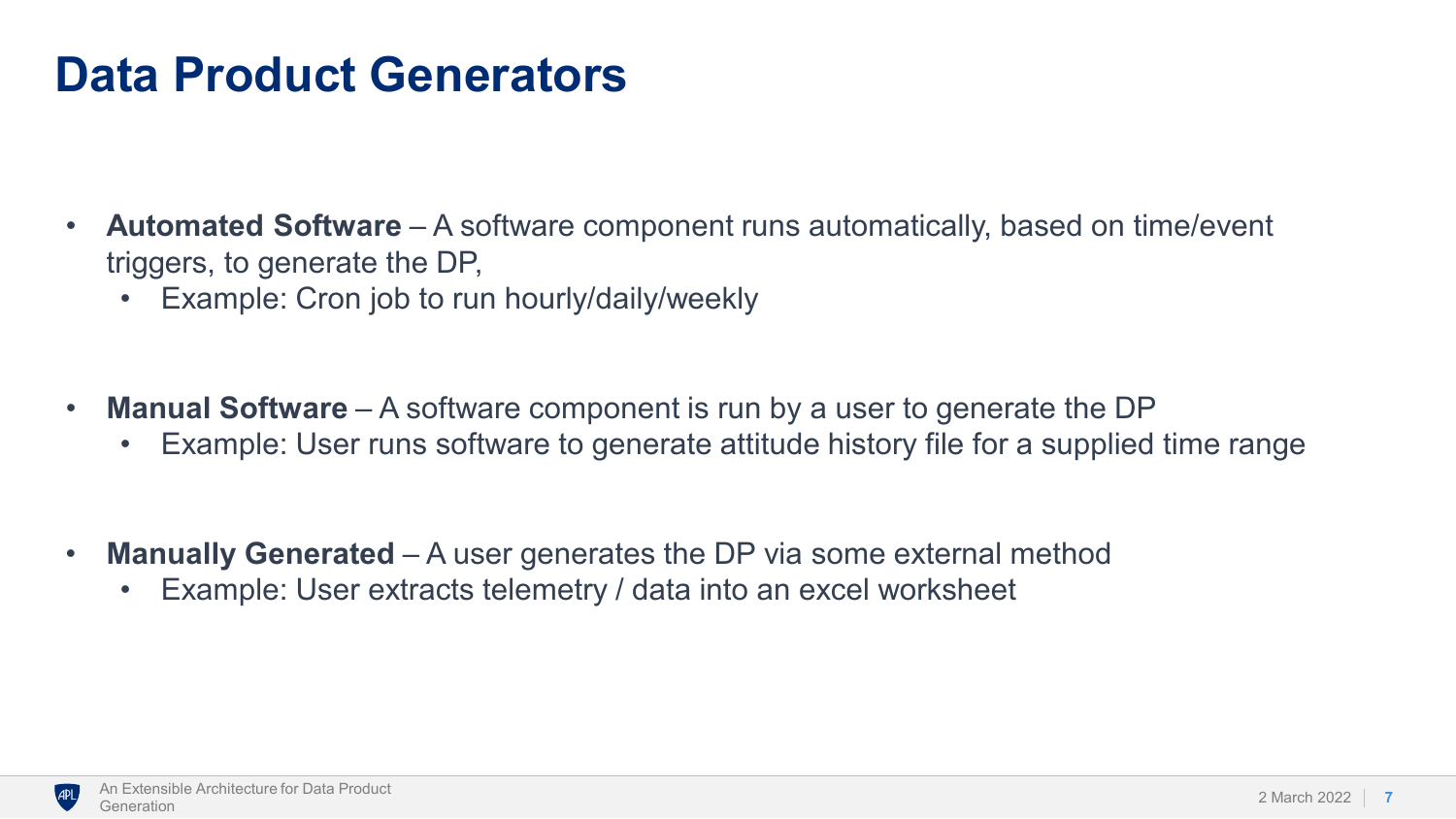# Data Product Generators

- **Automated Software** – A software component runs automatically, based on time/event triggers, to generate the DP,
  - Example: Cron job to run hourly/daily/weekly

- **Manual Software** – A software component is run by a user to generate the DP
  - Example: User runs software to generate attitude history file for a supplied time range

- **Manually Generated** – A user generates the DP via some external method
  - Example: User extracts telemetry / data into an excel worksheet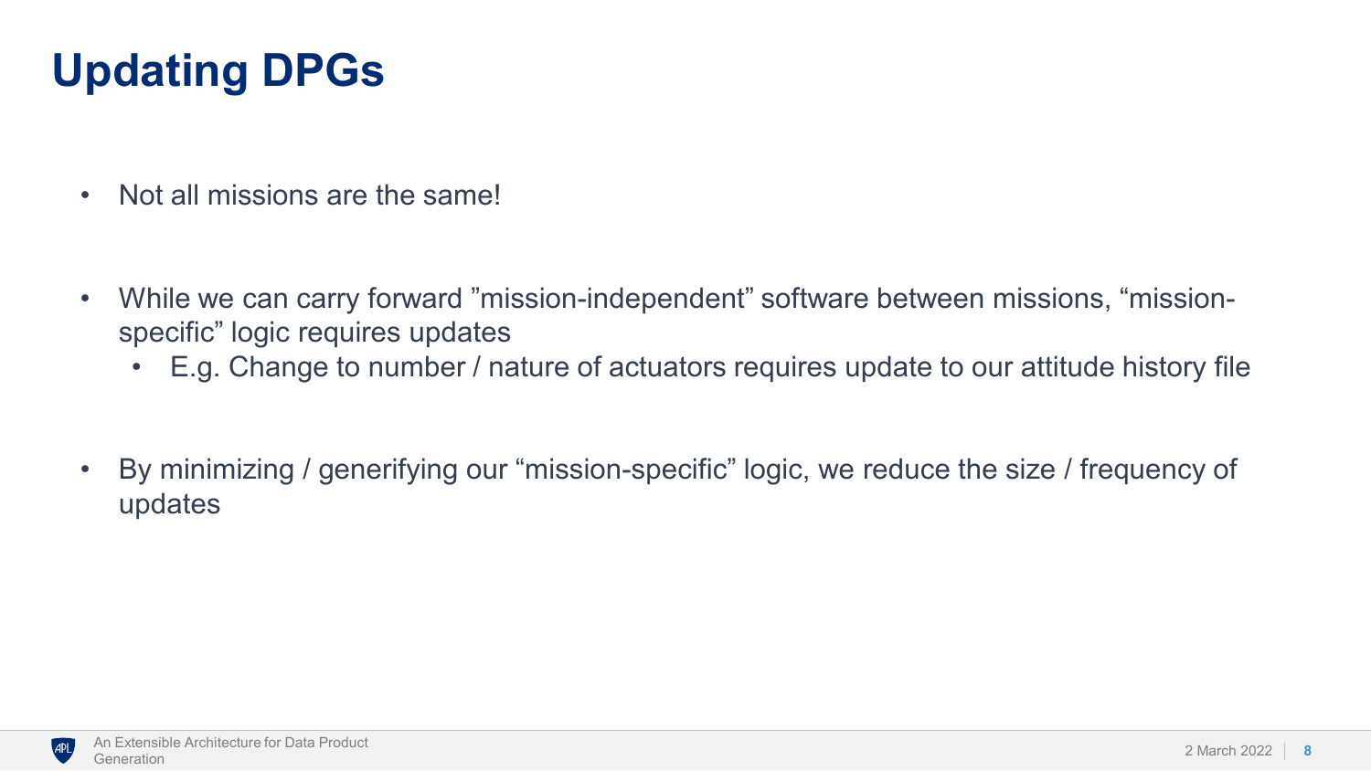# Updating DPGs

- Not all missions are the same!
- While we can carry forward ”mission-independent” software between missions, “mission-specific” logic requires updates
  - E.g. Change to number / nature of actuators requires update to our attitude history file
- By minimizing / generifying our “mission-specific” logic, we reduce the size / frequency of updates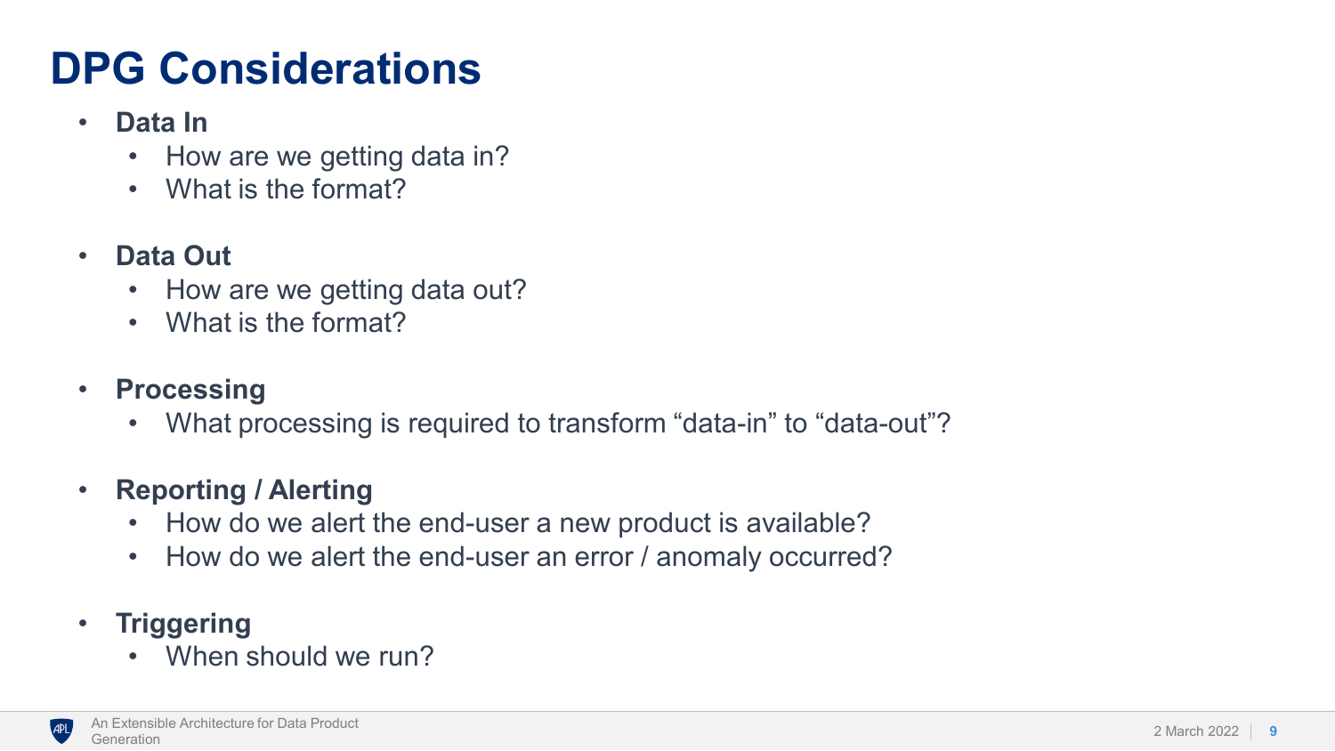# DPG Considerations

- **Data In**
  - How are we getting data in?
  - What is the format?
- **Data Out**
  - How are we getting data out?
  - What is the format?
- **Processing**
  - What processing is required to transform "data-in" to "data-out"?
- **Reporting / Alerting**
  - How do we alert the end-user a new product is available?
  - How do we alert the end-user an error / anomaly occurred?
- **Triggering**
  - When should we run?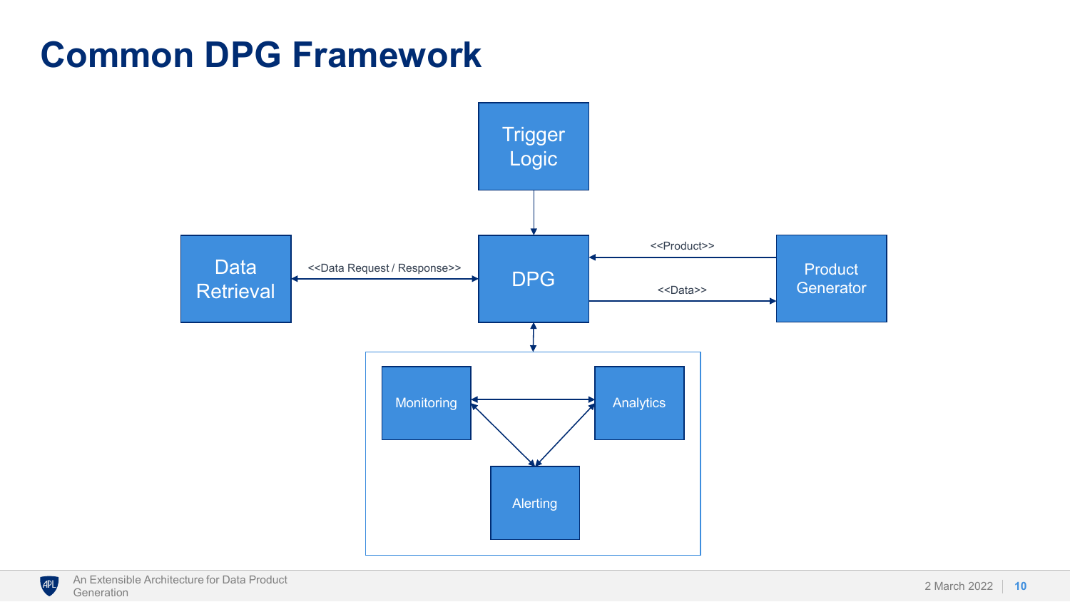# Common DPG Framework

Trigger Logic

Data Retrieval

<<Data Request / Response>>

DPG

<<Product>>

<<Data>>

Product Generator

Monitoring

Analytics

Alerting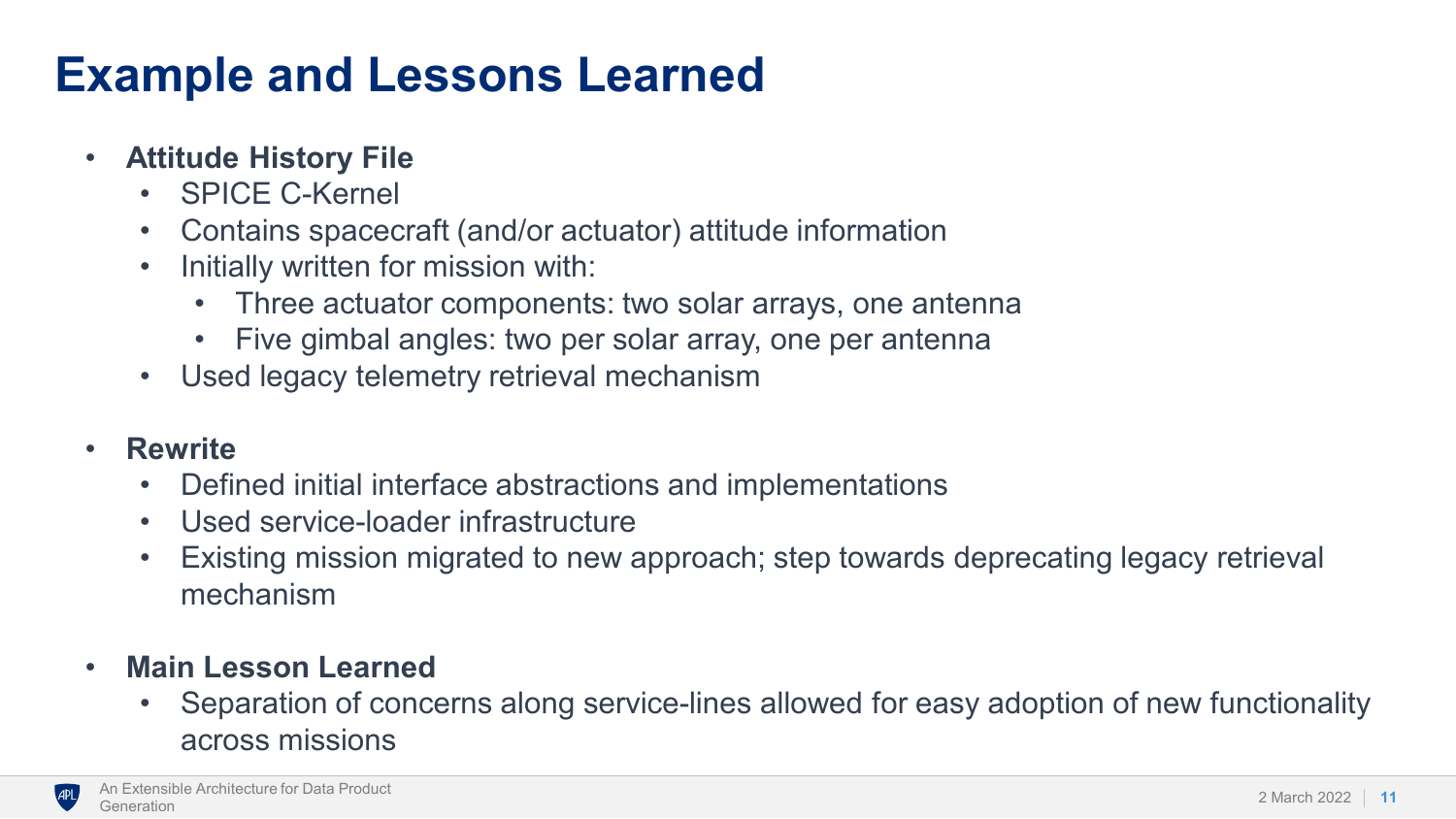# Example and Lessons Learned

- **Attitude History File**
  - SPICE C-Kernel
  - Contains spacecraft (and/or actuator) attitude information
  - Initially written for mission with:
    - Three actuator components: two solar arrays, one antenna
    - Five gimbal angles: two per solar array, one per antenna
  - Used legacy telemetry retrieval mechanism

- **Rewrite**
  - Defined initial interface abstractions and implementations
  - Used service-loader infrastructure
  - Existing mission migrated to new approach; step towards deprecating legacy retrieval mechanism

- **Main Lesson Learned**
  - Separation of concerns along service-lines allowed for easy adoption of new functionality across missions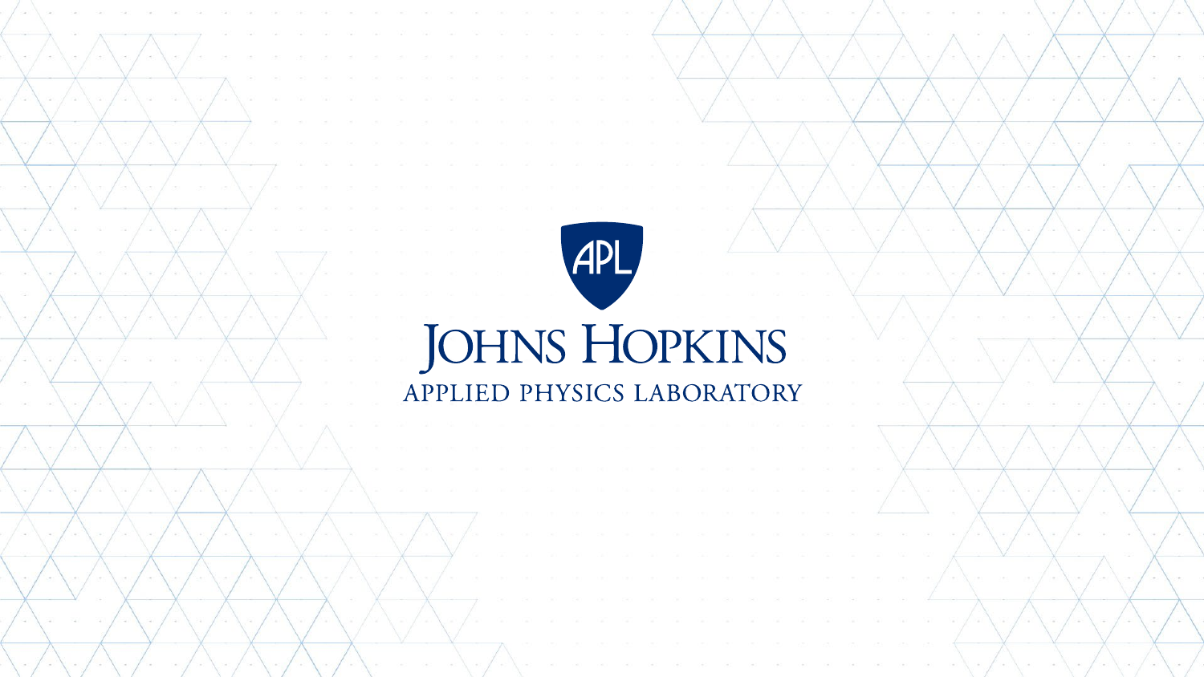APL

JOHNS HOPKINS

APPLIED PHYSICS LABORATORY